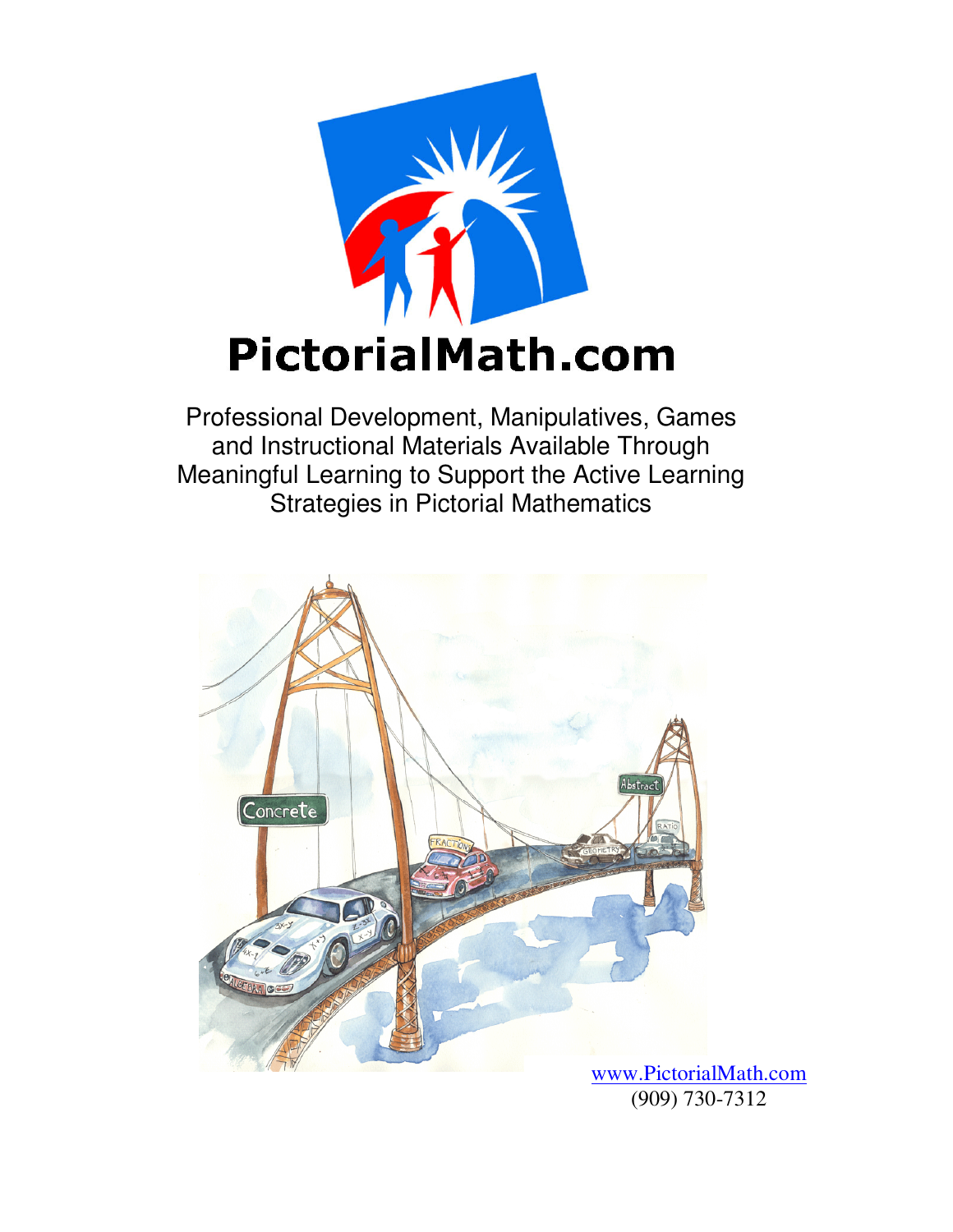# PictorialMath.com

Professional Development, Manipulatives, Games and Instructional Materials Available Through Meaningful Learning to Support the Active Learning Strategies in Pictorial Mathematics

www.PictorialMath.com
(909) 730-7312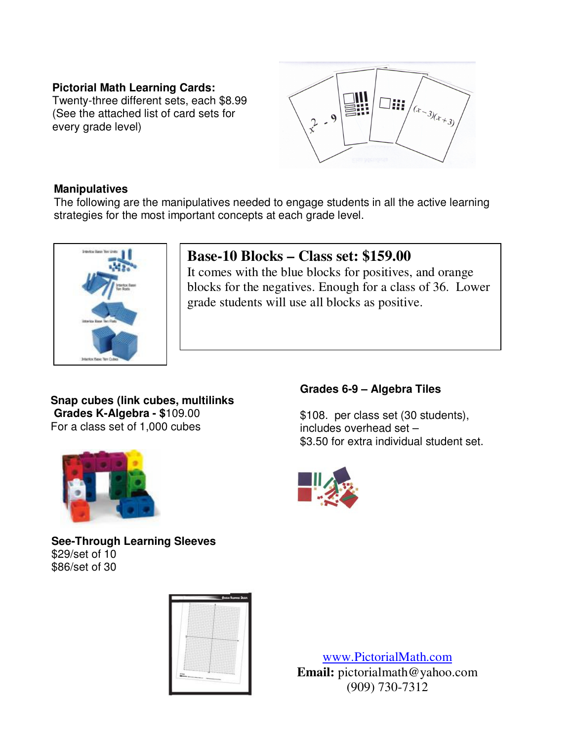**Pictorial Math Learning Cards:**
Twenty-three different sets, each $8.99
(See the attached list of card sets for every grade level)

## Manipulatives

The following are the manipulatives needed to engage students in all the active learning strategies for the most important concepts at each grade level.

**Base-10 Blocks – Class set: $159.00**
It comes with the blue blocks for positives, and orange blocks for the negatives. Enough for a class of 36. Lower grade students will use all blocks as positive.

**Snap cubes (link cubes, multilinks**
**Grades K-Algebra -** $109.00
For a class set of 1,000 cubes

**Grades 6-9 – Algebra Tiles**

$108. per class set (30 students), includes overhead set –
$3.50 for extra individual student set.

**See-Through Learning Sleeves**
$29/set of 10
$86/set of 30

[www.PictorialMath.com](http://www.PictorialMath.com)
**Email:** pictorialmath@yahoo.com
(909) 730-7312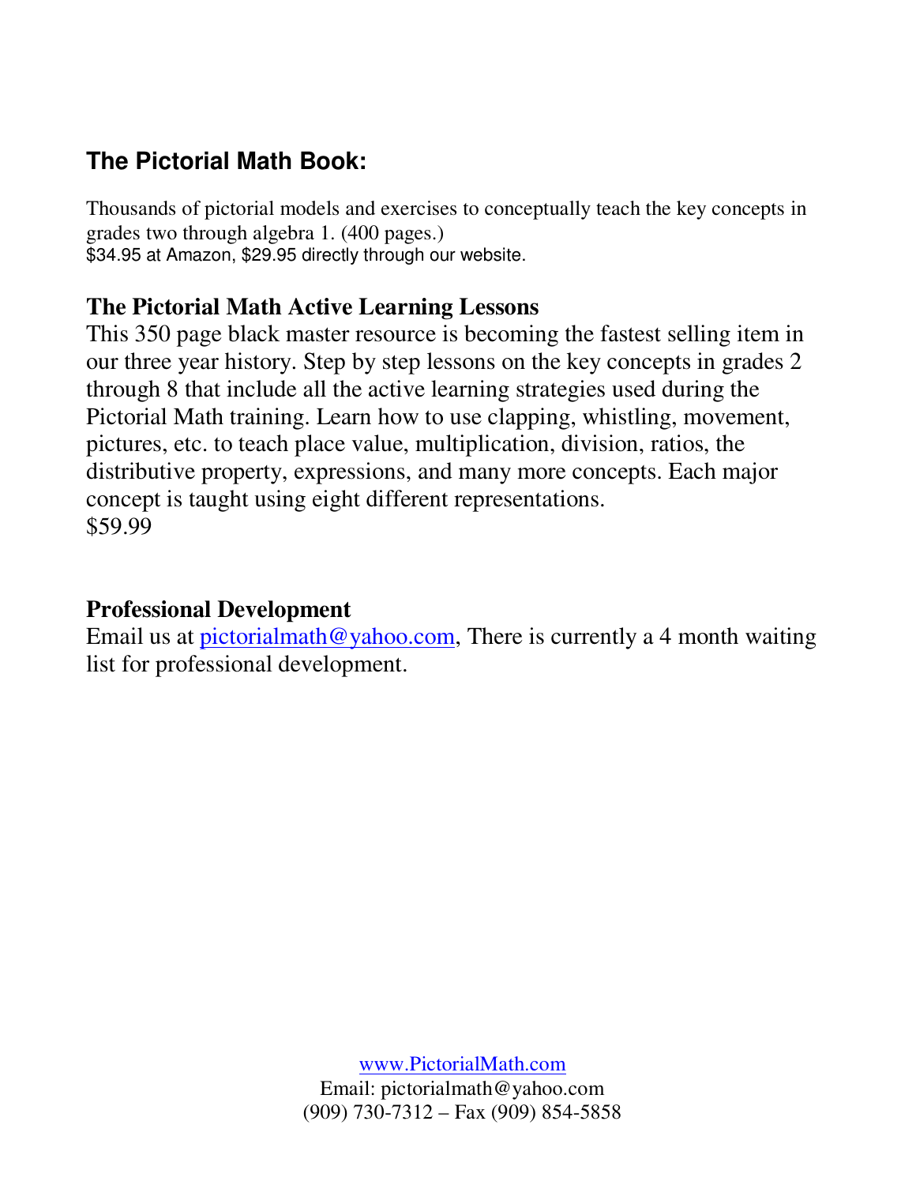## The Pictorial Math Book:

Thousands of pictorial models and exercises to conceptually teach the key concepts in grades two through algebra 1. (400 pages.)
$34.95 at Amazon, $29.95 directly through our website.

### The Pictorial Math Active Learning Lessons

This 350 page black master resource is becoming the fastest selling item in our three year history. Step by step lessons on the key concepts in grades 2 through 8 that include all the active learning strategies used during the Pictorial Math training. Learn how to use clapping, whistling, movement, pictures, etc. to teach place value, multiplication, division, ratios, the distributive property, expressions, and many more concepts. Each major concept is taught using eight different representations.
$59.99

### Professional Development

Email us at pictorialmath@yahoo.com, There is currently a 4 month waiting list for professional development.

www.PictorialMath.com
Email: pictorialmath@yahoo.com
(909) 730-7312 – Fax (909) 854-5858